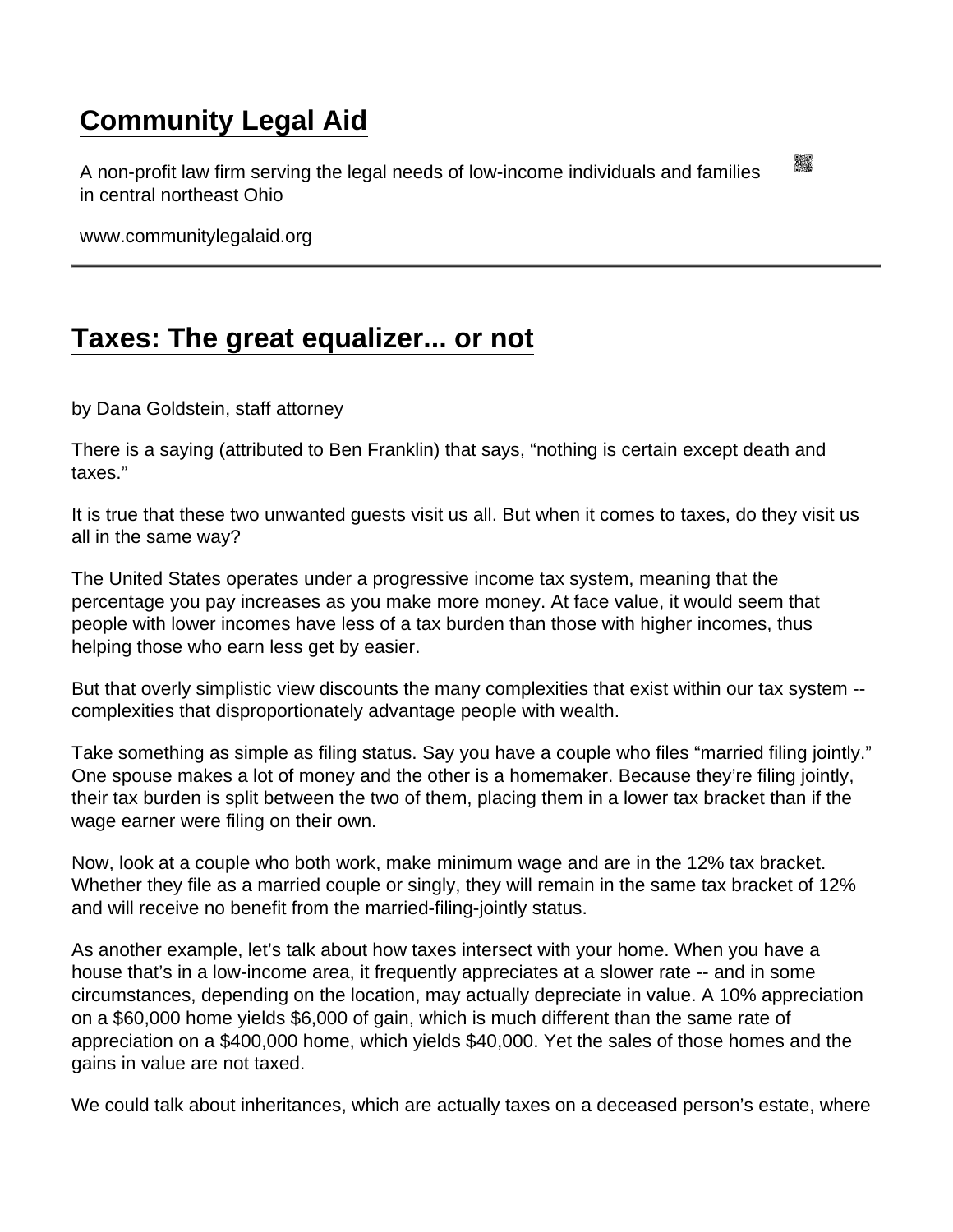# Community Legal Aid

A non-profit law firm serving the legal needs of low-income individuals and families in central northeast Ohio

www.communitylegalaid.org

## Taxes: The great equalizer... or not

by Dana Goldstein, staff attorney

There is a saying (attributed to Ben Franklin) that says, "nothing is certain except death and taxes."

It is true that these two unwanted guests visit us all. But when it comes to taxes, do they visit us all in the same way?

The United States operates under a progressive income tax system, meaning that the percentage you pay increases as you make more money. At face value, it would seem that people with lower incomes have less of a tax burden than those with higher incomes, thus helping those who earn less get by easier.

But that overly simplistic view discounts the many complexities that exist within our tax system -- complexities that disproportionately advantage people with wealth.

Take something as simple as filing status. Say you have a couple who files "married filing jointly." One spouse makes a lot of money and the other is a homemaker. Because they're filing jointly, their tax burden is split between the two of them, placing them in a lower tax bracket than if the wage earner were filing on their own.

Now, look at a couple who both work, make minimum wage and are in the 12% tax bracket. Whether they file as a married couple or singly, they will remain in the same tax bracket of 12% and will receive no benefit from the married-filing-jointly status.

As another example, let's talk about how taxes intersect with your home. When you have a house that's in a low-income area, it frequently appreciates at a slower rate -- and in some circumstances, depending on the location, may actually depreciate in value. A 10% appreciation on a $60,000 home yields $6,000 of gain, which is much different than the same rate of appreciation on a $400,000 home, which yields $40,000. Yet the sales of those homes and the gains in value are not taxed.

We could talk about inheritances, which are actually taxes on a deceased person's estate, where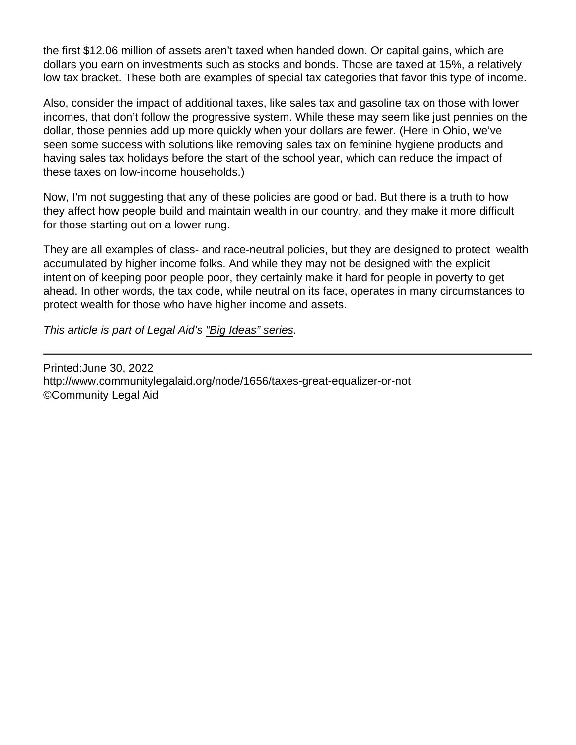the first $12.06 million of assets aren't taxed when handed down. Or capital gains, which are dollars you earn on investments such as stocks and bonds. Those are taxed at 15%, a relatively low tax bracket. These both are examples of special tax categories that favor this type of income.

Also, consider the impact of additional taxes, like sales tax and gasoline tax on those with lower incomes, that don't follow the progressive system. While these may seem like just pennies on the dollar, those pennies add up more quickly when your dollars are fewer. (Here in Ohio, we've seen some success with solutions like removing sales tax on feminine hygiene products and having sales tax holidays before the start of the school year, which can reduce the impact of these taxes on low-income households.)

Now, I'm not suggesting that any of these policies are good or bad. But there is a truth to how they affect how people build and maintain wealth in our country, and they make it more difficult for those starting out on a lower rung.

They are all examples of class- and race-neutral policies, but they are designed to protect wealth accumulated by higher income folks. And while they may not be designed with the explicit intention of keeping poor people poor, they certainly make it hard for people in poverty to get ahead. In other words, the tax code, while neutral on its face, operates in many circumstances to protect wealth for those who have higher income and assets.

*This article is part of Legal Aid's "Big Ideas" series.*

---

Printed:June 30, 2022
http://www.communitylegalaid.org/node/1656/taxes-great-equalizer-or-not
©Community Legal Aid